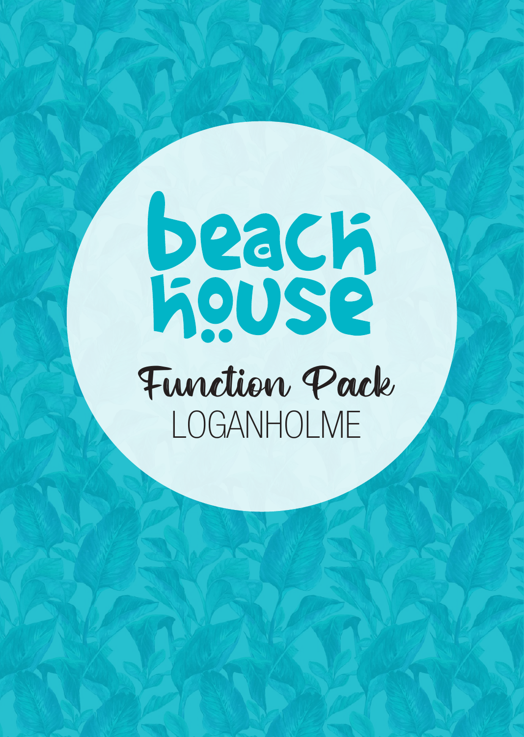# beach house

## Function Pack

LOGANHOLME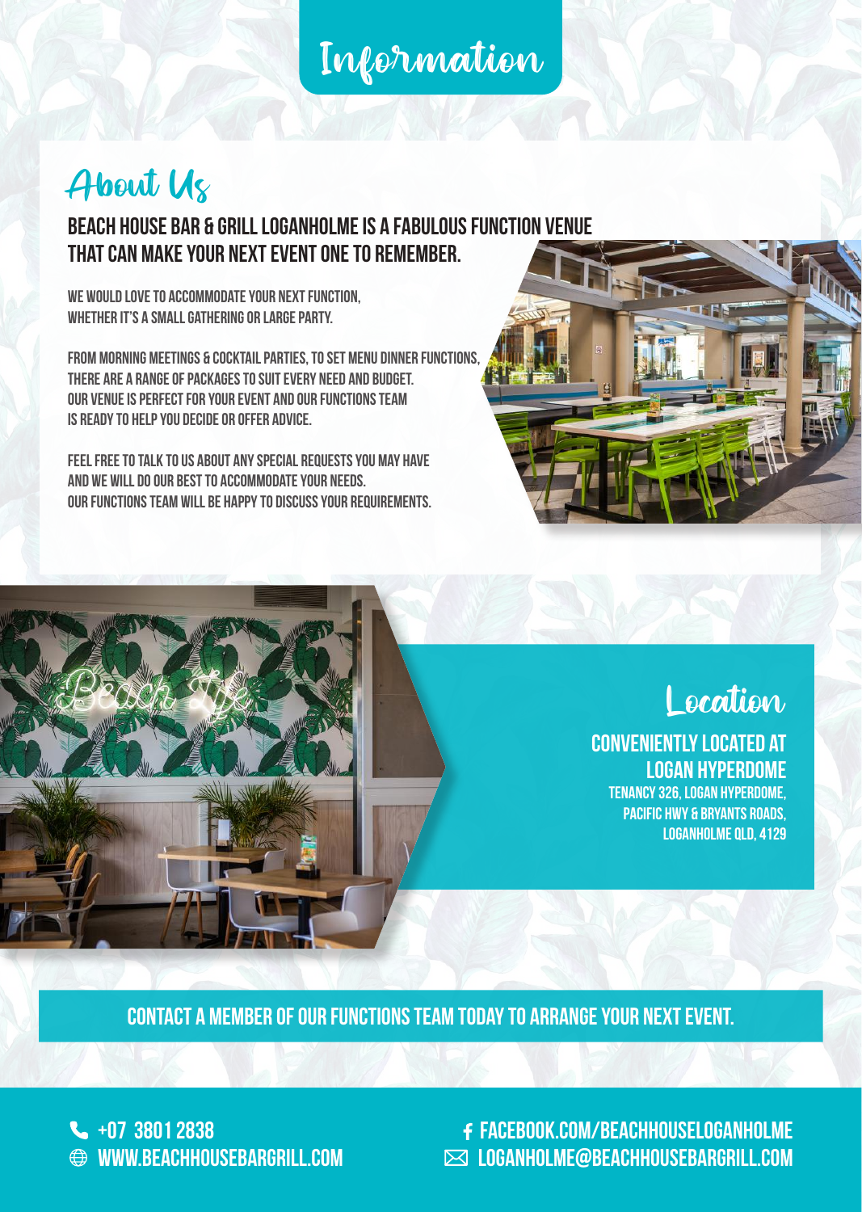# Information

## About Us

**BEACH HOUSE BAR & GRILL LOGANHOLME IS A FABULOUS FUNCTION VENUE THAT CAN MAKE YOUR NEXT EVENT ONE TO REMEMBER.**

WE WOULD LOVE TO ACCOMMODATE YOUR NEXT FUNCTION, WHETHER IT'S A SMALL GATHERING OR LARGE PARTY.

FROM MORNING MEETINGS & COCKTAIL PARTIES, TO SET MENU DINNER FUNCTIONS, THERE ARE A RANGE OF PACKAGES TO SUIT EVERY NEED AND BUDGET. OUR VENUE IS PERFECT FOR YOUR EVENT AND OUR FUNCTIONS TEAM IS READY TO HELP YOU DECIDE OR OFFER ADVICE.

FEEL FREE TO TALK TO US ABOUT ANY SPECIAL REQUESTS YOU MAY HAVE AND WE WILL DO OUR BEST TO ACCOMMODATE YOUR NEEDS. OUR FUNCTIONS TEAM WILL BE HAPPY TO DISCUSS YOUR REQUIREMENTS.

## Location

**CONVENIENTLY LOCATED AT LOGAN HYPERDOME**

TENANCY 326, LOGAN HYPERDOME,
PACIFIC HWY & BRYANTS ROADS,
LOGANHOLME QLD, 4129

**CONTACT A MEMBER OF OUR FUNCTIONS TEAM TODAY TO ARRANGE YOUR NEXT EVENT.**

+07 3801 2838
WWW.BEACHHOUSEBARGRILL.COM
FACEBOOK.COM/BEACHHOUSELOGANHOLME
LOGANHOLME@BEACHHOUSEBARGRILL.COM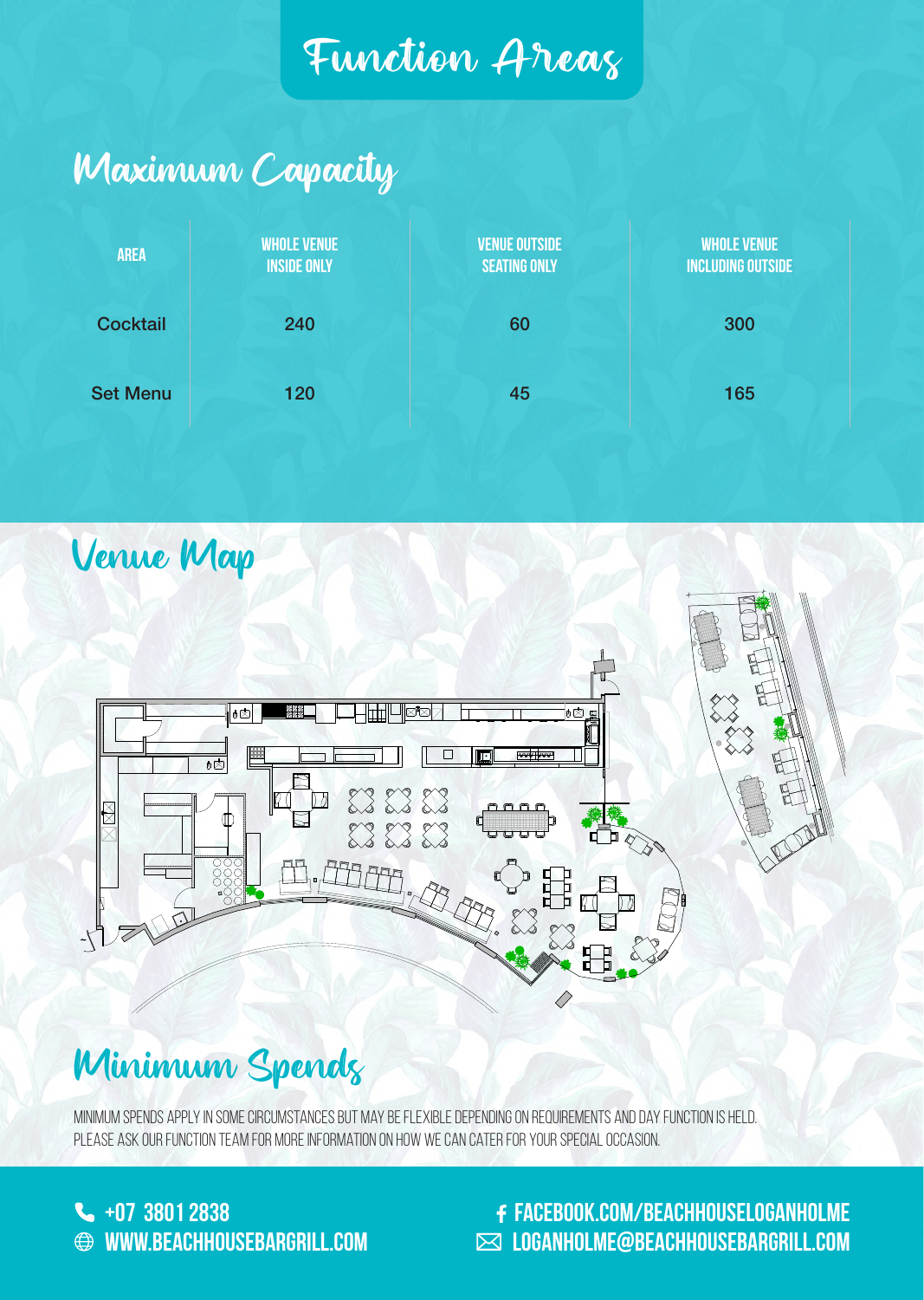# Function Areas

## Maximum Capacity

| AREA | WHOLE VENUE INSIDE ONLY | VENUE OUTSIDE SEATING ONLY | WHOLE VENUE INCLUDING OUTSIDE |
|---|---|---|---|
| Cocktail | 240 | 60 | 300 |
| Set Menu | 120 | 45 | 165 |

## Venue Map

## Minimum Spends

MINIMUM SPENDS APPLY IN SOME CIRCUMSTANCES BUT MAY BE FLEXIBLE DEPENDING ON REQUIREMENTS AND DAY FUNCTION IS HELD. PLEASE ASK OUR FUNCTION TEAM FOR MORE INFORMATION ON HOW WE CAN CATER FOR YOUR SPECIAL OCCASION.

+07 3801 2838
WWW.BEACHHOUSEBARGRILL.COM
FACEBOOK.COM/BEACHHOUSELOGANHOLME
LOGANHOLME@BEACHHOUSEBARGRILL.COM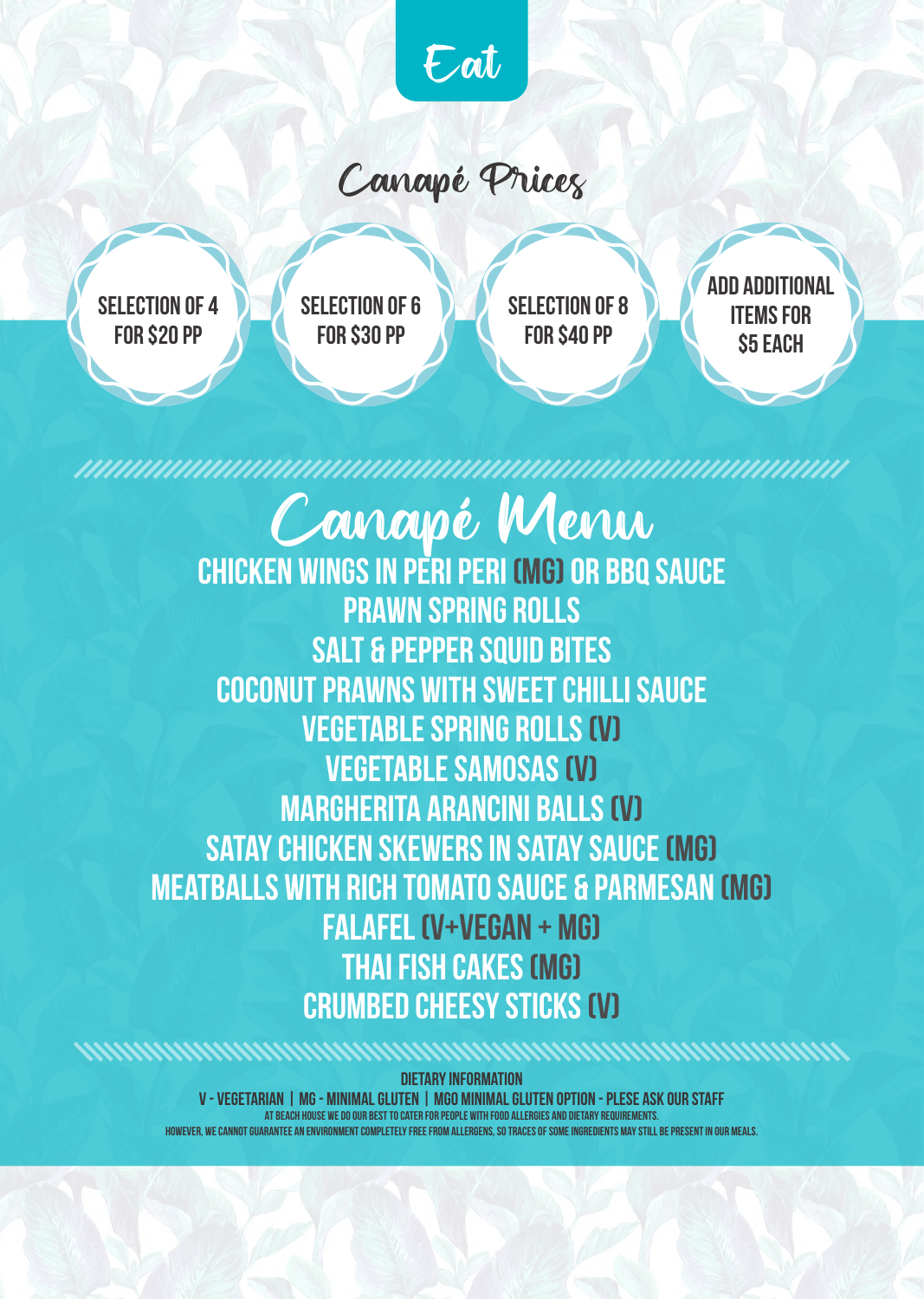# Eat

## Canapé Prices

- SELECTION OF 4 FOR $20 PP
- SELECTION OF 6 FOR $30 PP
- SELECTION OF 8 FOR $40 PP
- ADD ADDITIONAL ITEMS FOR $5 EACH

## Canapé Menu

CHICKEN WINGS IN PERI PERI (MG) OR BBQ SAUCE

PRAWN SPRING ROLLS

SALT & PEPPER SQUID BITES

COCONUT PRAWNS WITH SWEET CHILLI SAUCE

VEGETABLE SPRING ROLLS (V)

VEGETABLE SAMOSAS (V)

MARGHERITA ARANCINI BALLS (V)

SATAY CHICKEN SKEWERS IN SATAY SAUCE (MG)

MEATBALLS WITH RICH TOMATO SAUCE & PARMESAN (MG)

FALAFEL (V+VEGAN + MG)

THAI FISH CAKES (MG)

CRUMBED CHEESY STICKS (V)

**DIETARY INFORMATION**

V - VEGETARIAN | MG - MINIMAL GLUTEN | MGO MINIMAL GLUTEN OPTION - PLESE ASK OUR STAFF

AT BEACH HOUSE WE DO OUR BEST TO CATER FOR PEOPLE WITH FOOD ALLERGIES AND DIETARY REQUIREMENTS.
HOWEVER, WE CANNOT GUARANTEE AN ENVIRONMENT COMPLETELY FREE FROM ALLERGENS, SO TRACES OF SOME INGREDIENTS MAY STILL BE PRESENT IN OUR MEALS.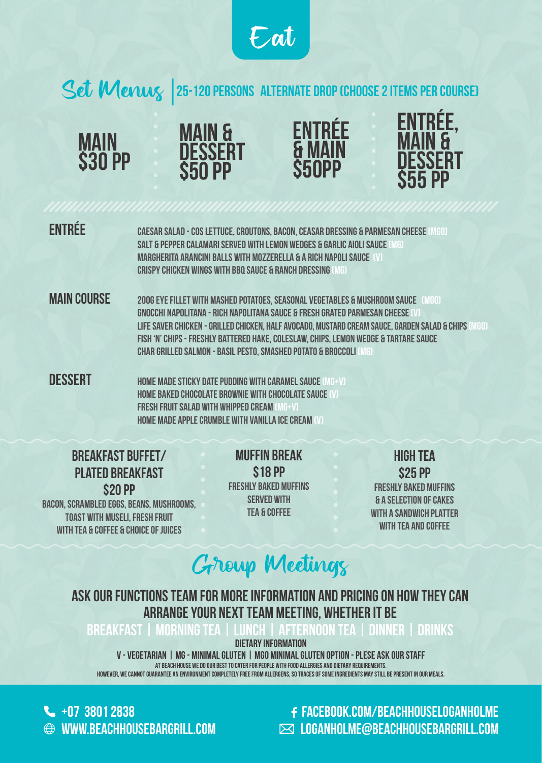# Eat

## Set Menus | 25-120 PERSONS ALTERNATE DROP (CHOOSE 2 ITEMS PER COURSE)

**MAIN $30 PP**

**MAIN & DESSERT $50 PP**

**ENTRÉE & MAIN $50PP**

**ENTRÉE, MAIN & DESSERT $55 PP**

### ENTRÉE

CAESAR SALAD - COS LETTUCE, CROUTONS, BACON, CEASAR DRESSING & PARMESAN CHEESE (MGO)
SALT & PEPPER CALAMARI SERVED WITH LEMON WEDGES & GARLIC AIOLI SAUCE (MG)
MARGHERITA ARANCINI BALLS WITH MOZZERELLA & A RICH NAPOLI SAUCE (V)
CRISPY CHICKEN WINGS WITH BBQ SAUCE & RANCH DRESSING (MG)

### MAIN COURSE

200G EYE FILLET WITH MASHED POTATOES, SEASONAL VEGETABLES & MUSHROOM SAUCE (MGO)
GNOCCHI NAPOLITANA - RICH NAPOLITANA SAUCE & FRESH GRATED PARMESAN CHEESE (V)
LIFE SAVER CHICKEN - GRILLED CHICKEN, HALF AVOCADO, MUSTARD CREAM SAUCE, GARDEN SALAD & CHIPS (MGO)
FISH 'N' CHIPS - FRESHLY BATTERED HAKE, COLESLAW, CHIPS, LEMON WEDGE & TARTARE SAUCE
CHAR GRILLED SALMON - BASIL PESTO, SMASHED POTATO & BROCCOLI (MG)

### DESSERT

HOME MADE STICKY DATE PUDDING WITH CARAMEL SAUCE (MG+V)
HOME BAKED CHOCOLATE BROWNIE WITH CHOCOLATE SAUCE (V)
FRESH FRUIT SALAD WITH WHIPPED CREAM (MG+V)
HOME MADE APPLE CRUMBLE WITH VANILLA ICE CREAM (V)

### BREAKFAST BUFFET/ PLATED BREAKFAST $20 PP

BACON, SCRAMBLED EGGS, BEANS, MUSHROOMS, TOAST WITH MUSELI, FRESH FRUIT WITH TEA & COFFEE & CHOICE OF JUICES

### MUFFIN BREAK $18 PP

FRESHLY BAKED MUFFINS SERVED WITH TEA & COFFEE

### HIGH TEA $25 PP

FRESHLY BAKED MUFFINS & A SELECTION OF CAKES WITH A SANDWICH PLATTER WITH TEA AND COFFEE

## Group Meetings

ASK OUR FUNCTIONS TEAM FOR MORE INFORMATION AND PRICING ON HOW THEY CAN ARRANGE YOUR NEXT TEAM MEETING, WHETHER IT BE

BREAKFAST | MORNING TEA | LUNCH | AFTERNOON TEA | DINNER | DRINKS

DIETARY INFORMATION

V - VEGETARIAN | MG - MINIMAL GLUTEN | MGO MINIMAL GLUTEN OPTION - PLESE ASK OUR STAFF

AT BEACH HOUSE WE DO OUR BEST TO CATER FOR PEOPLE WITH FOOD ALLERGIES AND DIETARY REQUIREMENTS. HOWEVER, WE CANNOT GUARANTEE AN ENVIRONMENT COMPLETELY FREE FROM ALLERGENS, SO TRACES OF SOME INGREDIENTS MAY STILL BE PRESENT IN OUR MEALS.

+07 3801 2838
WWW.BEACHHOUSEBARGRILL.COM
FACEBOOK.COM/BEACHHOUSELOGANHOLME
LOGANHOLME@BEACHHOUSEBARGRILL.COM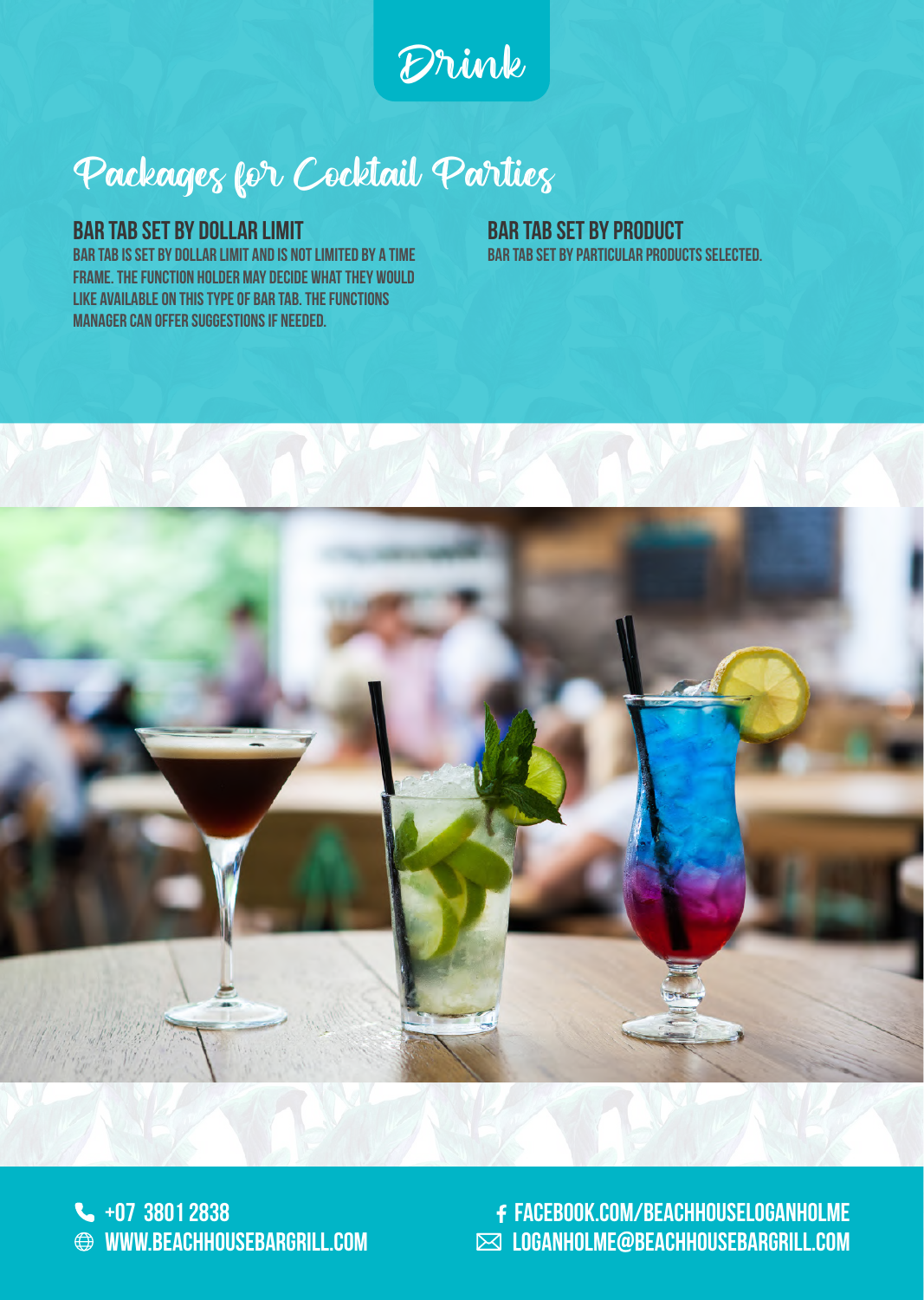# Drink

## Packages for Cocktail Parties

### BAR TAB SET BY DOLLAR LIMIT

BAR TAB IS SET BY DOLLAR LIMIT AND IS NOT LIMITED BY A TIME FRAME. THE FUNCTION HOLDER MAY DECIDE WHAT THEY WOULD LIKE AVAILABLE ON THIS TYPE OF BAR TAB. THE FUNCTIONS MANAGER CAN OFFER SUGGESTIONS IF NEEDED.

### BAR TAB SET BY PRODUCT

BAR TAB SET BY PARTICULAR PRODUCTS SELECTED.

+07 3801 2838
WWW.BEACHHOUSEBARGRILL.COM
FACEBOOK.COM/BEACHHOUSELOGANHOLME
LOGANHOLME@BEACHHOUSEBARGRILL.COM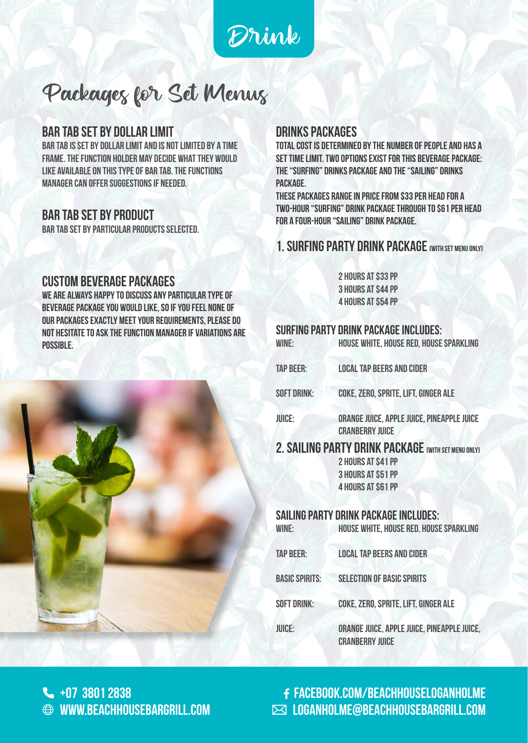# Drink

## Packages for Set Menus

### BAR TAB SET BY DOLLAR LIMIT

BAR TAB IS SET BY DOLLAR LIMIT AND IS NOT LIMITED BY A TIME FRAME. THE FUNCTION HOLDER MAY DECIDE WHAT THEY WOULD LIKE AVAILABLE ON THIS TYPE OF BAR TAB. THE FUNCTIONS MANAGER CAN OFFER SUGGESTIONS IF NEEDED.

### BAR TAB SET BY PRODUCT

BAR TAB SET BY PARTICULAR PRODUCTS SELECTED.

### CUSTOM BEVERAGE PACKAGES

WE ARE ALWAYS HAPPY TO DISCUSS ANY PARTICULAR TYPE OF BEVERAGE PACKAGE YOU WOULD LIKE, SO IF YOU FEEL NONE OF OUR PACKAGES EXACTLY MEET YOUR REQUIREMENTS, PLEASE DO NOT HESITATE TO ASK THE FUNCTION MANAGER IF VARIATIONS ARE POSSIBLE.

### DRINKS PACKAGES

TOTAL COST IS DETERMINED BY THE NUMBER OF PEOPLE AND HAS A SET TIME LIMIT. TWO OPTIONS EXIST FOR THIS BEVERAGE PACKAGE: THE "SURFING" DRINKS PACKAGE AND THE "SAILING" DRINKS PACKAGE.

THESE PACKAGES RANGE IN PRICE FROM $33 PER HEAD FOR A TWO-HOUR "SURFING" DRINK PACKAGE THROUGH TO $61 PER HEAD FOR A FOUR-HOUR "SAILING" DRINK PACKAGE.

### 1. SURFING PARTY DRINK PACKAGE (WITH SET MENU ONLY)

2 HOURS AT $33 PP
3 HOURS AT $44 PP
4 HOURS AT $54 PP

#### SURFING PARTY DRINK PACKAGE INCLUDES:

| | |
|---|---|
| WINE: | HOUSE WHITE, HOUSE RED, HOUSE SPARKLING |
| TAP BEER: | LOCAL TAP BEERS AND CIDER |
| SOFT DRINK: | COKE, ZERO, SPRITE, LIFT, GINGER ALE |
| JUICE: | ORANGE JUICE, APPLE JUICE, PINEAPPLE JUICE CRANBERRY JUICE |

### 2. SAILING PARTY DRINK PACKAGE (WITH SET MENU ONLY)

2 HOURS AT $41 PP
3 HOURS AT $51 PP
4 HOURS AT $61 PP

#### SAILING PARTY DRINK PACKAGE INCLUDES:

| | |
|---|---|
| WINE: | HOUSE WHITE, HOUSE RED, HOUSE SPARKLING |
| TAP BEER: | LOCAL TAP BEERS AND CIDER |
| BASIC SPIRITS: | SELECTION OF BASIC SPIRITS |
| SOFT DRINK: | COKE, ZERO, SPRITE, LIFT, GINGER ALE |
| JUICE: | ORANGE JUICE, APPLE JUICE, PINEAPPLE JUICE, CRANBERRY JUICE |

+07 3801 2838
WWW.BEACHHOUSEBARGRILL.COM
FACEBOOK.COM/BEACHHOUSELOGANHOLME
LOGANHOLME@BEACHHOUSEBARGRILL.COM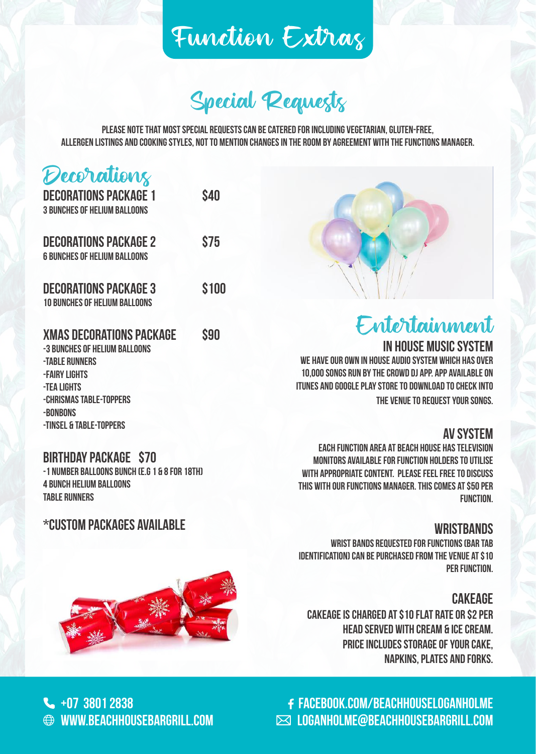# Function Extras

## Special Requests

PLEASE NOTE THAT MOST SPECIAL REQUESTS CAN BE CATERED FOR INCLUDING VEGETARIAN, GLUTEN-FREE, ALLERGEN LISTINGS AND COOKING STYLES, NOT TO MENTION CHANGES IN THE ROOM BY AGREEMENT WITH THE FUNCTIONS MANAGER.

## Decorations

### DECORATIONS PACKAGE 1 — $40
3 BUNCHES OF HELIUM BALLOONS

### DECORATIONS PACKAGE 2 — $75
6 BUNCHES OF HELIUM BALLOONS

### DECORATIONS PACKAGE 3 — $100
10 BUNCHES OF HELIUM BALLOONS

### XMAS DECORATIONS PACKAGE — $90
- 3 BUNCHES OF HELIUM BALLOONS
- TABLE RUNNERS
- FAIRY LIGHTS
- TEA LIGHTS
- CHRISMAS TABLE-TOPPERS
- BONBONS
- TINSEL & TABLE-TOPPERS

### BIRTHDAY PACKAGE $70
- 1 NUMBER BALLOONS BUNCH (E.G 1 & 8 FOR 18TH)

4 BUNCH HELIUM BALLOONS

TABLE RUNNERS

*CUSTOM PACKAGES AVAILABLE

## Entertainment

### IN HOUSE MUSIC SYSTEM
WE HAVE OUR OWN IN HOUSE AUDIO SYSTEM WHICH HAS OVER 10,000 SONGS RUN BY THE CROWD DJ APP. APP AVAILABLE ON ITUNES AND GOOGLE PLAY STORE TO DOWNLOAD TO CHECK INTO THE VENUE TO REQUEST YOUR SONGS.

### AV SYSTEM
EACH FUNCTION AREA AT BEACH HOUSE HAS TELEVISION MONITORS AVAILABLE FOR FUNCTION HOLDERS TO UTILISE WITH APPROPRIATE CONTENT. PLEASE FEEL FREE TO DISCUSS THIS WITH OUR FUNCTIONS MANAGER. THIS COMES AT $50 PER FUNCTION.

### WRISTBANDS
WRIST BANDS REQUESTED FOR FUNCTIONS (BAR TAB IDENTIFICATION) CAN BE PURCHASED FROM THE VENUE AT $10 PER FUNCTION.

### CAKEAGE
CAKEAGE IS CHARGED AT $10 FLAT RATE OR $2 PER HEAD SERVED WITH CREAM & ICE CREAM. PRICE INCLUDES STORAGE OF YOUR CAKE, NAPKINS, PLATES AND FORKS.

+07 3801 2838
WWW.BEACHHOUSEBARGRILL.COM
FACEBOOK.COM/BEACHHOUSELOGANHOLME
LOGANHOLME@BEACHHOUSEBARGRILL.COM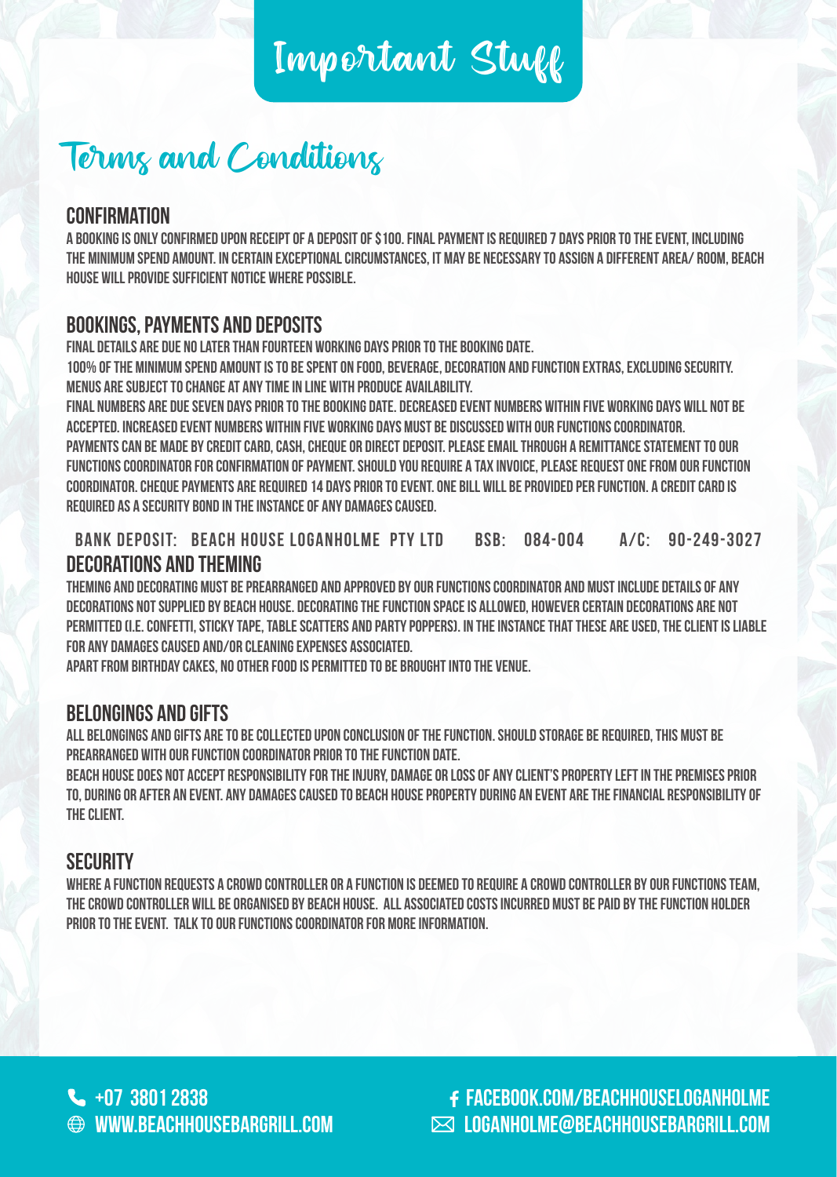# Important Stuff

## Terms and Conditions

### CONFIRMATION

A BOOKING IS ONLY CONFIRMED UPON RECEIPT OF A DEPOSIT OF $100. FINAL PAYMENT IS REQUIRED 7 DAYS PRIOR TO THE EVENT, INCLUDING THE MINIMUM SPEND AMOUNT. IN CERTAIN EXCEPTIONAL CIRCUMSTANCES, IT MAY BE NECESSARY TO ASSIGN A DIFFERENT AREA/ ROOM, BEACH HOUSE WILL PROVIDE SUFFICIENT NOTICE WHERE POSSIBLE.

### BOOKINGS, PAYMENTS AND DEPOSITS

FINAL DETAILS ARE DUE NO LATER THAN FOURTEEN WORKING DAYS PRIOR TO THE BOOKING DATE.
100% OF THE MINIMUM SPEND AMOUNT IS TO BE SPENT ON FOOD, BEVERAGE, DECORATION AND FUNCTION EXTRAS, EXCLUDING SECURITY. MENUS ARE SUBJECT TO CHANGE AT ANY TIME IN LINE WITH PRODUCE AVAILABILITY.
FINAL NUMBERS ARE DUE SEVEN DAYS PRIOR TO THE BOOKING DATE. DECREASED EVENT NUMBERS WITHIN FIVE WORKING DAYS WILL NOT BE ACCEPTED. INCREASED EVENT NUMBERS WITHIN FIVE WORKING DAYS MUST BE DISCUSSED WITH OUR FUNCTIONS COORDINATOR.
PAYMENTS CAN BE MADE BY CREDIT CARD, CASH, CHEQUE OR DIRECT DEPOSIT. PLEASE EMAIL THROUGH A REMITTANCE STATEMENT TO OUR FUNCTIONS COORDINATOR FOR CONFIRMATION OF PAYMENT. SHOULD YOU REQUIRE A TAX INVOICE, PLEASE REQUEST ONE FROM OUR FUNCTION COORDINATOR. CHEQUE PAYMENTS ARE REQUIRED 14 DAYS PRIOR TO EVENT. ONE BILL WILL BE PROVIDED PER FUNCTION. A CREDIT CARD IS REQUIRED AS A SECURITY BOND IN THE INSTANCE OF ANY DAMAGES CAUSED.

BANK DEPOSIT: BEACH HOUSE LOGANHOLME PTY LTD BSB: 084-004 A/C: 90-249-3027

### DECORATIONS AND THEMING

THEMING AND DECORATING MUST BE PREARRANGED AND APPROVED BY OUR FUNCTIONS COORDINATOR AND MUST INCLUDE DETAILS OF ANY DECORATIONS NOT SUPPLIED BY BEACH HOUSE. DECORATING THE FUNCTION SPACE IS ALLOWED, HOWEVER CERTAIN DECORATIONS ARE NOT PERMITTED (I.E. CONFETTI, STICKY TAPE, TABLE SCATTERS AND PARTY POPPERS). IN THE INSTANCE THAT THESE ARE USED, THE CLIENT IS LIABLE FOR ANY DAMAGES CAUSED AND/OR CLEANING EXPENSES ASSOCIATED.
APART FROM BIRTHDAY CAKES, NO OTHER FOOD IS PERMITTED TO BE BROUGHT INTO THE VENUE.

### BELONGINGS AND GIFTS

ALL BELONGINGS AND GIFTS ARE TO BE COLLECTED UPON CONCLUSION OF THE FUNCTION. SHOULD STORAGE BE REQUIRED, THIS MUST BE PREARRANGED WITH OUR FUNCTION COORDINATOR PRIOR TO THE FUNCTION DATE.
BEACH HOUSE DOES NOT ACCEPT RESPONSIBILITY FOR THE INJURY, DAMAGE OR LOSS OF ANY CLIENT'S PROPERTY LEFT IN THE PREMISES PRIOR TO, DURING OR AFTER AN EVENT. ANY DAMAGES CAUSED TO BEACH HOUSE PROPERTY DURING AN EVENT ARE THE FINANCIAL RESPONSIBILITY OF THE CLIENT.

### SECURITY

WHERE A FUNCTION REQUESTS A CROWD CONTROLLER OR A FUNCTION IS DEEMED TO REQUIRE A CROWD CONTROLLER BY OUR FUNCTIONS TEAM, THE CROWD CONTROLLER WILL BE ORGANISED BY BEACH HOUSE. ALL ASSOCIATED COSTS INCURRED MUST BE PAID BY THE FUNCTION HOLDER PRIOR TO THE EVENT. TALK TO OUR FUNCTIONS COORDINATOR FOR MORE INFORMATION.

+07 3801 2838
WWW.BEACHHOUSEBARGRILL.COM
FACEBOOK.COM/BEACHHOUSELOGANHOLME
LOGANHOLME@BEACHHOUSEBARGRILL.COM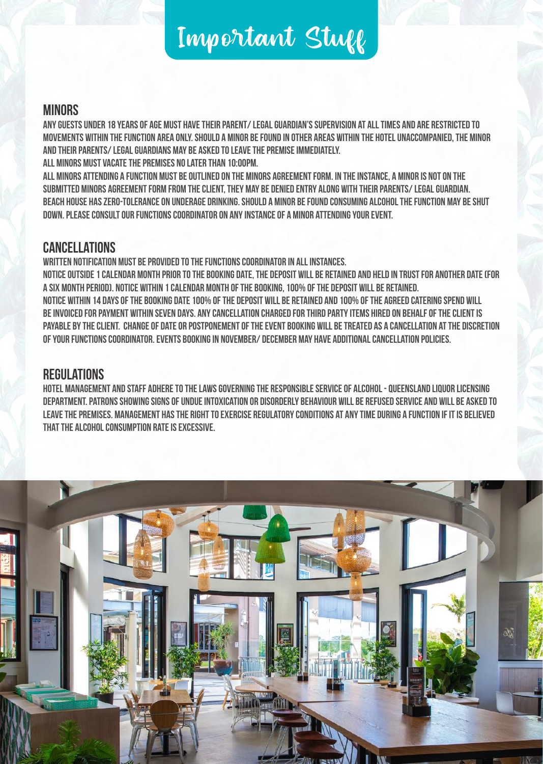# Important Stuff

## MINORS

ANY GUESTS UNDER 18 YEARS OF AGE MUST HAVE THEIR PARENT/ LEGAL GUARDIAN'S SUPERVISION AT ALL TIMES AND ARE RESTRICTED TO MOVEMENTS WITHIN THE FUNCTION AREA ONLY. SHOULD A MINOR BE FOUND IN OTHER AREAS WITHIN THE HOTEL UNACCOMPANIED, THE MINOR AND THEIR PARENTS/ LEGAL GUARDIANS MAY BE ASKED TO LEAVE THE PREMISE IMMEDIATELY.

ALL MINORS MUST VACATE THE PREMISES NO LATER THAN 10:00PM.

ALL MINORS ATTENDING A FUNCTION MUST BE OUTLINED ON THE MINORS AGREEMENT FORM. IN THE INSTANCE, A MINOR IS NOT ON THE SUBMITTED MINORS AGREEMENT FORM FROM THE CLIENT, THEY MAY BE DENIED ENTRY ALONG WITH THEIR PARENTS/ LEGAL GUARDIAN. BEACH HOUSE HAS ZERO-TOLERANCE ON UNDERAGE DRINKING. SHOULD A MINOR BE FOUND CONSUMING ALCOHOL THE FUNCTION MAY BE SHUT DOWN. PLEASE CONSULT OUR FUNCTIONS COORDINATOR ON ANY INSTANCE OF A MINOR ATTENDING YOUR EVENT.

## CANCELLATIONS

WRITTEN NOTIFICATION MUST BE PROVIDED TO THE FUNCTIONS COORDINATOR IN ALL INSTANCES.

NOTICE OUTSIDE 1 CALENDAR MONTH PRIOR TO THE BOOKING DATE, THE DEPOSIT WILL BE RETAINED AND HELD IN TRUST FOR ANOTHER DATE (FOR A SIX MONTH PERIOD). NOTICE WITHIN 1 CALENDAR MONTH OF THE BOOKING, 100% OF THE DEPOSIT WILL BE RETAINED.

NOTICE WITHIN 14 DAYS OF THE BOOKING DATE 100% OF THE DEPOSIT WILL BE RETAINED AND 100% OF THE AGREED CATERING SPEND WILL BE INVOICED FOR PAYMENT WITHIN SEVEN DAYS. ANY CANCELLATION CHARGED FOR THIRD PARTY ITEMS HIRED ON BEHALF OF THE CLIENT IS PAYABLE BY THE CLIENT. CHANGE OF DATE OR POSTPONEMENT OF THE EVENT BOOKING WILL BE TREATED AS A CANCELLATION AT THE DISCRETION OF YOUR FUNCTIONS COORDINATOR. EVENTS BOOKING IN NOVEMBER/ DECEMBER MAY HAVE ADDITIONAL CANCELLATION POLICIES.

## REGULATIONS

HOTEL MANAGEMENT AND STAFF ADHERE TO THE LAWS GOVERNING THE RESPONSIBLE SERVICE OF ALCOHOL - QUEENSLAND LIQUOR LICENSING DEPARTMENT. PATRONS SHOWING SIGNS OF UNDUE INTOXICATION OR DISORDERLY BEHAVIOUR WILL BE REFUSED SERVICE AND WILL BE ASKED TO LEAVE THE PREMISES. MANAGEMENT HAS THE RIGHT TO EXERCISE REGULATORY CONDITIONS AT ANY TIME DURING A FUNCTION IF IT IS BELIEVED THAT THE ALCOHOL CONSUMPTION RATE IS EXCESSIVE.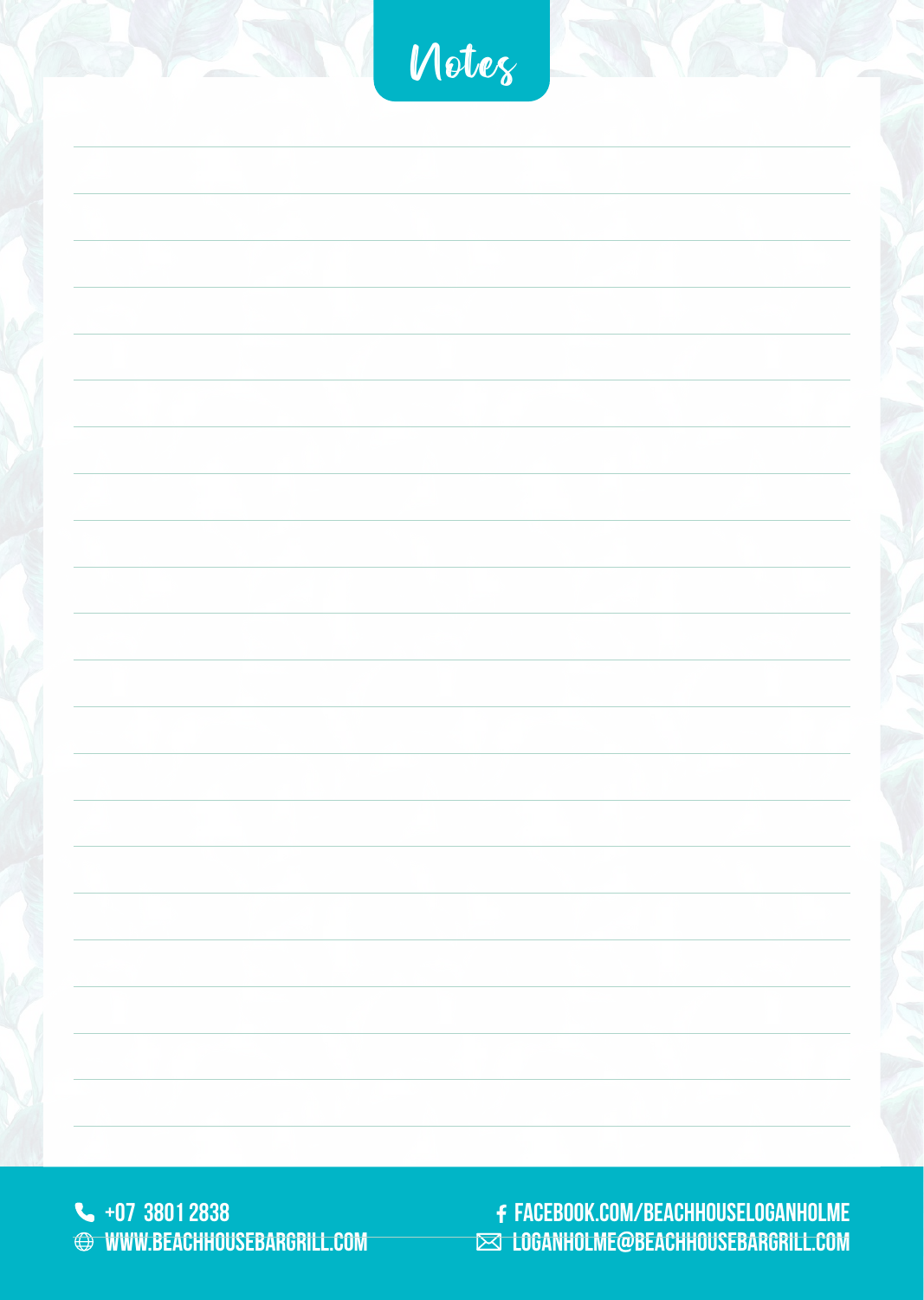# Notes

+07 3801 2838

WWW.BEACHHOUSEBARGRILL.COM

FACEBOOK.COM/BEACHHOUSELOGANHOLME

LOGANHOLME@BEACHHOUSEBARGRILL.COM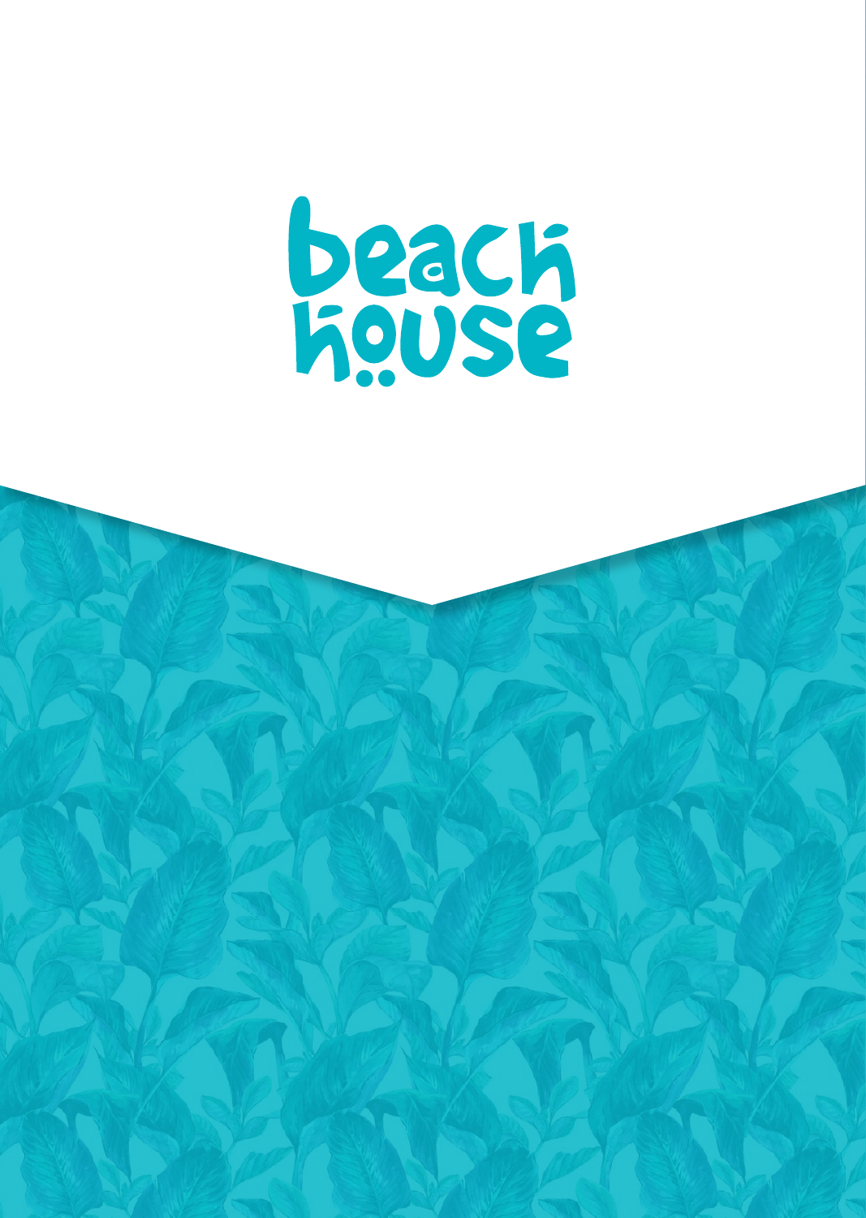beach house